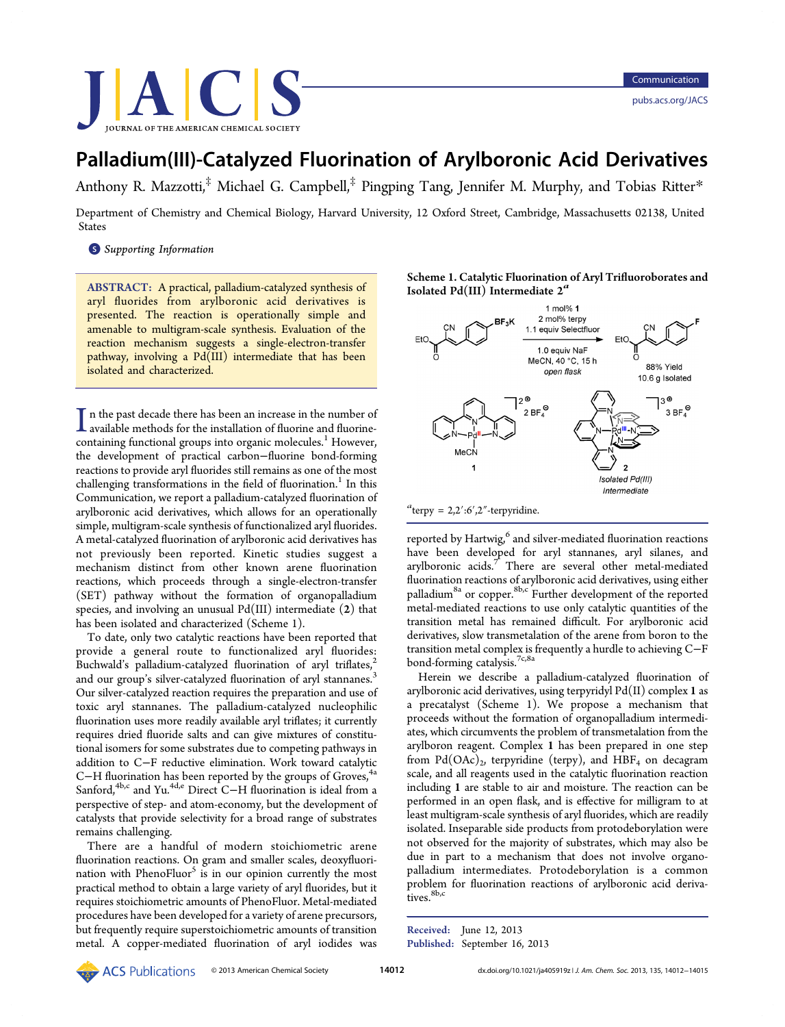# Palladium(III)-Catalyzed Fluorination of Arylboronic Acid Derivatives

Anthony R. Mazzotti,[‡] Michael G. Campbell,[‡] Pingping Tang, Jennifer M. Murphy, and Tobias Ritter*

Department of Chemistry and Chemical Biology, Harvard University, 12 Oxford Street, Cambridge, Massachusetts 02138, United States

Supporting Information

**ABSTRACT:** A practical, palladium-catalyzed synthesis of aryl fluorides from arylboronic acid derivatives is presented. The reaction is operationally simple and amenable to multigram-scale synthesis. Evaluation of the reaction mechanism suggests a single-electron-transfer pathway, involving a Pd(III) intermediate that has been isolated and characterized.

In the past decade there has been an increase in the number of available methods for the installation of fluorine and fluorine-containing functional groups into organic molecules.[1] However, the development of practical carbon–fluorine bond-forming reactions to provide aryl fluorides still remains as one of the most challenging transformations in the field of fluorination.[1] In this Communication, we report a palladium-catalyzed fluorination of arylboronic acid derivatives, which allows for an operationally simple, multigram-scale synthesis of functionalized aryl fluorides. A metal-catalyzed fluorination of arylboronic acid derivatives has not previously been reported. Kinetic studies suggest a mechanism distinct from other known arene fluorination reactions, which proceeds through a single-electron-transfer (SET) pathway without the formation of organopalladium species, and involving an unusual Pd(III) intermediate (**2**) that has been isolated and characterized (Scheme 1).

To date, only two catalytic reactions have been reported that provide a general route to functionalized aryl fluorides: Buchwald's palladium-catalyzed fluorination of aryl triflates,[2] and our group's silver-catalyzed fluorination of aryl stannanes.[3] Our silver-catalyzed reaction requires the preparation and use of toxic aryl stannanes. The palladium-catalyzed nucleophilic fluorination uses more readily available aryl triflates; it currently requires dried fluoride salts and can give mixtures of constitutional isomers for some substrates due to competing pathways in addition to C–F reductive elimination. Work toward catalytic C–H fluorination has been reported by the groups of Groves,[4a] Sanford,[4b,c] and Yu.[4d,e] Direct C–H fluorination is ideal from a perspective of step- and atom-economy, but the development of catalysts that provide selectivity for a broad range of substrates remains challenging.

There are a handful of modern stoichiometric arene fluorination reactions. On gram and smaller scales, deoxyfluorination with PhenoFluor[5] is in our opinion currently the most practical method to obtain a large variety of aryl fluorides, but it requires stoichiometric amounts of PhenoFluor. Metal-mediated procedures have been developed for a variety of arene precursors, but frequently require superstoichiometric amounts of transition metal. A copper-mediated fluorination of aryl iodides was

**Scheme 1. Catalytic Fluorination of Aryl Trifluoroborates and Isolated Pd(III) Intermediate 2**[a]

1 mol% **1**, 2 mol% terpy, 1.1 equiv Selectfluor, 1.0 equiv NaF, MeCN, 40 °C, 15 h, *open flask* — 88% Yield, 10.6 g Isolated

**1**: [Pd(II)(terpy)(MeCN)] 2+ 2 $BF_4^-$; **2**: [Pd(III)(terpy)₂] 3+ 3 $BF_4^-$, *Isolated Pd(III) Intermediate*

[a]terpy = 2,2′:6′,2″-terpyridine.

reported by Hartwig,[6] and silver-mediated fluorination reactions have been developed for aryl stannanes, aryl silanes, and arylboronic acids.[7] There are several other metal-mediated fluorination reactions of arylboronic acid derivatives, using either palladium[8a] or copper.[8b,c] Further development of the reported metal-mediated reactions to use only catalytic quantities of the transition metal has remained difficult. For arylboronic acid derivatives, slow transmetalation of the arene from boron to the transition metal complex is frequently a hurdle to achieving C–F bond-forming catalysis.[7c,8a]

Herein we describe a palladium-catalyzed fluorination of arylboronic acid derivatives, using terpyridyl Pd(II) complex **1** as a precatalyst (Scheme 1). We propose a mechanism that proceeds without the formation of organopalladium intermediates, which circumvents the problem of transmetalation from the arylboron reagent. Complex **1** has been prepared in one step from $Pd(OAc)_2$, terpyridine (terpy), and $HBF_4$ on decagram scale, and all reagents used in the catalytic fluorination reaction including **1** are stable to air and moisture. The reaction can be performed in an open flask, and is effective for milligram to at least multigram-scale synthesis of aryl fluorides, which are readily isolated. Inseparable side products from protodeborylation were not observed for the majority of substrates, which may also be due in part to a mechanism that does not involve organopalladium intermediates. Protodeborylation is a common problem for fluorination reactions of arylboronic acid derivatives.[8b,c]

Received: June 12, 2013
Published: September 16, 2013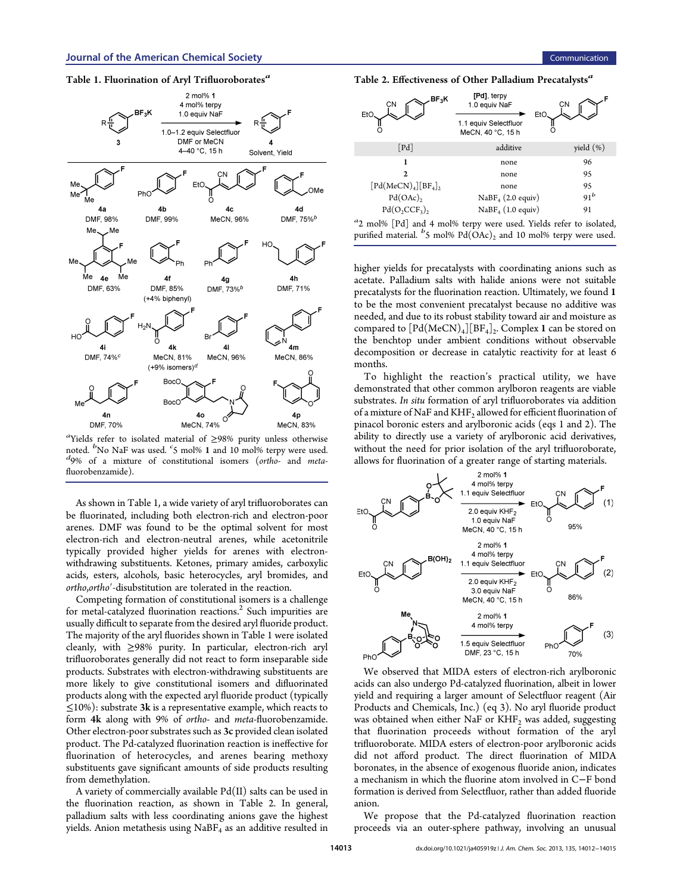**Table 1. Fluorination of Aryl Trifluoroborates**[a]

Reaction: **3** (aryl–$BF_3K$) → **4** (aryl–F); 2 mol% **1**, 4 mol% terpy, 1.0 equiv NaF, 1.0–1.2 equiv Selectfluor, DMF or MeCN, 4–40 °C, 15 h

| Product | Solvent, Yield |
|---|---|
| **4a** | DMF, 98% |
| **4b** | DMF, 99% |
| **4c** | MeCN, 96% |
| **4d** | DMF, 75%[b] |
| **4e** | DMF, 63% |
| **4f** | DMF, 85% (+4% biphenyl) |
| **4g** | DMF, 73%[b] |
| **4h** | DMF, 71% |
| **4i** | DMF, 74%[c] |
| **4k** | MeCN, 81% (+9% isomers)[d] |
| **4l** | MeCN, 96% |
| **4m** | MeCN, 86% |
| **4n** | DMF, 70% |
| **4o** | MeCN, 74% |
| **4p** | MeCN, 83% |

[a]Yields refer to isolated material of ≥98% purity unless otherwise noted. [b]No NaF was used. [c]5 mol% **1** and 10 mol% terpy were used. [d]9% of a mixture of constitutional isomers (*ortho*- and *meta*-fluorobenzamide).

As shown in Table 1, a wide variety of aryl trifluoroborates can be fluorinated, including both electron-rich and electron-poor arenes. DMF was found to be the optimal solvent for most electron-rich and electron-neutral arenes, while acetonitrile typically provided higher yields for arenes with electron-withdrawing substituents. Ketones, primary amides, carboxylic acids, esters, alcohols, basic heterocycles, aryl bromides, and *ortho*,*ortho*′-disubstitution are tolerated in the reaction.

Competing formation of constitutional isomers is a challenge for metal-catalyzed fluorination reactions.[2] Such impurities are usually difficult to separate from the desired aryl fluoride product. The majority of the aryl fluorides shown in Table 1 were isolated cleanly, with ≥98% purity. In particular, electron-rich aryl trifluoroborates generally did not react to form inseparable side products. Substrates with electron-withdrawing substituents are more likely to give constitutional isomers and difluorinated products along with the expected aryl fluoride product (typically ≤10%): substrate **3k** is a representative example, which reacts to form **4k** along with 9% of *ortho*- and *meta*-fluorobenzamide. Other electron-poor substrates such as **3c** provided clean isolated product. The Pd-catalyzed fluorination reaction is ineffective for fluorination of heterocycles, and arenes bearing methoxy substituents gave significant amounts of side products resulting from demethylation.

A variety of commercially available Pd(II) salts can be used in the fluorination reaction, as shown in Table 2. In general, palladium salts with less coordinating anions gave the highest yields. Anion metathesis using $NaBF_4$ as an additive resulted in higher yields for precatalysts with coordinating anions such as acetate. Palladium salts with halide anions were not suitable precatalysts for the fluorination reaction. Ultimately, we found **1** to be the most convenient precatalyst because no additive was needed, and due to its robust stability toward air and moisture as compared to $[Pd(MeCN)_4][BF_4]_2$. Complex **1** can be stored on the benchtop under ambient conditions without observable decomposition or decrease in catalytic reactivity for at least 6 months.

**Table 2. Effectiveness of Other Palladium Precatalysts**[a]

Reaction: [Pd], terpy, 1.0 equiv NaF, 1.1 equiv Selectfluor, MeCN, 40 °C, 15 h

| [Pd] | additive | yield (%) |
|---|---|---|
| **1** | none | 96 |
| **2** | none | 95 |
| $[Pd(MeCN)_4][BF_4]_2$ | none | 95 |
| $Pd(OAc)_2$ | $NaBF_4$ (2.0 equiv) | 91[b] |
| $Pd(O_2CCF_3)_2$ | $NaBF_4$ (1.0 equiv) | 91 |

[a]2 mol% [Pd] and 4 mol% terpy were used. Yields refer to isolated, purified material. [b]5 mol% $Pd(OAc)_2$ and 10 mol% terpy were used.

To highlight the reaction's practical utility, we have demonstrated that other common arylboron reagents are viable substrates. *In situ* formation of aryl trifluoroborates via addition of a mixture of NaF and $KHF_2$ allowed for efficient fluorination of pinacol boronic esters and arylboronic acids (eqs 1 and 2). The ability to directly use a variety of arylboronic acid derivatives, without the need for prior isolation of the aryl trifluoroborate, allows for fluorination of a greater range of starting materials.

(1) Pinacol boronic ester → aryl fluoride: 2 mol% **1**, 4 mol% terpy, 1.1 equiv Selectfluor, 2.0 equiv $KHF_2$, 1.0 equiv NaF, MeCN, 40 °C, 15 h; 95%

(2) Arylboronic acid ($B(OH)_2$) → aryl fluoride: 2 mol% **1**, 4 mol% terpy, 1.1 equiv Selectfluor, 2.0 equiv $KHF_2$, 3.0 equiv NaF, MeCN, 40 °C, 15 h; 86%

(3) MIDA boronate → PhO-aryl fluoride: 2 mol% **1**, 4 mol% terpy, 1.5 equiv Selectfluor, DMF, 23 °C, 15 h; 70%

We observed that MIDA esters of electron-rich arylboronic acids can also undergo Pd-catalyzed fluorination, albeit in lower yield and requiring a larger amount of Selectfluor reagent (Air Products and Chemicals, Inc.) (eq 3). No aryl fluoride product was obtained when either NaF or $KHF_2$ was added, suggesting that fluorination proceeds without formation of the aryl trifluoroborate. MIDA esters of electron-poor arylboronic acids did not afford product. The direct fluorination of MIDA boronates, in the absence of exogenous fluoride anion, indicates a mechanism in which the fluorine atom involved in C−F bond formation is derived from Selectfluor, rather than added fluoride anion.

We propose that the Pd-catalyzed fluorination reaction proceeds via an outer-sphere pathway, involving an unusual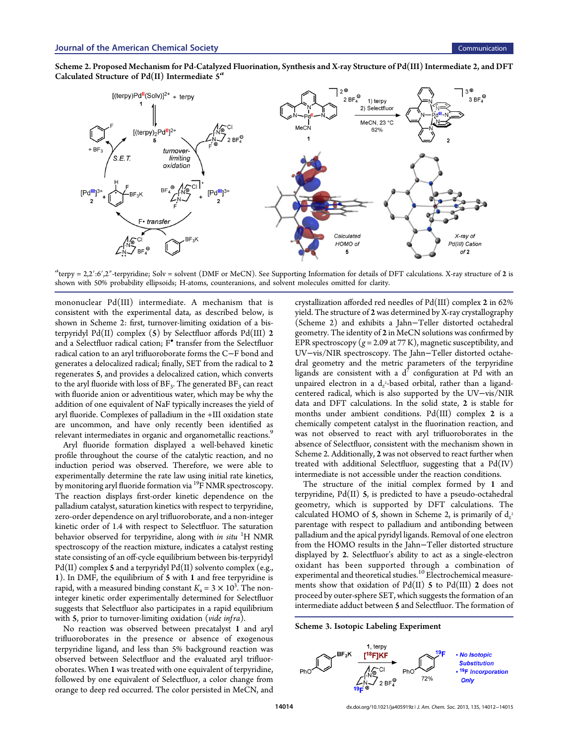**Scheme 2. Proposed Mechanism for Pd-Catalyzed Fluorination, Synthesis and X-ray Structure of Pd(III) Intermediate 2, and DFT Calculated Structure of Pd(II) Intermediate 5**[a]

[a]terpy = 2,2′:6′,2″-terpyridine; Solv = solvent (DMF or MeCN). See Supporting Information for details of DFT calculations. X-ray structure of **2** is shown with 50% probability ellipsoids; H-atoms, counteranions, and solvent molecules omitted for clarity.

mononuclear Pd(III) intermediate. A mechanism that is consistent with the experimental data, as described below, is shown in Scheme 2: first, turnover-limiting oxidation of a bis-terpyridyl Pd(II) complex (**5**) by Selectfluor affords Pd(III) **2** and a Selectfluor radical cation; $F^{\bullet}$ transfer from the Selectfluor radical cation to an aryl trifluoroborate forms the C−F bond and generates a delocalized radical; finally, SET from the radical to **2** regenerates **5**, and provides a delocalized cation, which converts to the aryl fluoride with loss of $BF_3$. The generated $BF_3$ can react with fluoride anion or adventitious water, which may be why the addition of one equivalent of NaF typically increases the yield of aryl fluoride. Complexes of palladium in the +III oxidation state are uncommon, and have only recently been identified as relevant intermediates in organic and organometallic reactions.[9]

Aryl fluoride formation displayed a well-behaved kinetic profile throughout the course of the catalytic reaction, and no induction period was observed. Therefore, we were able to experimentally determine the rate law using initial rate kinetics, by monitoring aryl fluoride formation via $^{19}F$ NMR spectroscopy. The reaction displays first-order kinetic dependence on the palladium catalyst, saturation kinetics with respect to terpyridine, zero-order dependence on aryl trifluoroborate, and a non-integer kinetic order of 1.4 with respect to Selectfluor. The saturation behavior observed for terpyridine, along with *in situ* $^1H$ NMR spectroscopy of the reaction mixture, indicates a catalyst resting state consisting of an off-cycle equilibrium between bis-terpyridyl Pd(II) complex **5** and a terpyridyl Pd(II) solvento complex (e.g., **1**). In DMF, the equilibrium of **5** with **1** and free terpyridine is rapid, with a measured binding constant $K_a = 3 \times 10^3$. The non-integer kinetic order experimentally determined for Selectfluor suggests that Selectfluor also participates in a rapid equilibrium with **5**, prior to turnover-limiting oxidation (*vide infra*).

No reaction was observed between precatalyst **1** and aryl trifluoroborates in the presence or absence of exogenous terpyridine ligand, and less than 5% background reaction was observed between Selectfluor and the evaluated aryl trifluoroborates. When **1** was treated with one equivalent of terpyridine, followed by one equivalent of Selectfluor, a color change from orange to deep red occurred. The color persisted in MeCN, and crystallization afforded red needles of Pd(III) complex **2** in 62% yield. The structure of **2** was determined by X-ray crystallography (Scheme 2) and exhibits a Jahn−Teller distorted octahedral geometry. The identity of **2** in MeCN solutions was confirmed by EPR spectroscopy ($g = 2.09$ at 77 K), magnetic susceptibility, and UV−vis/NIR spectroscopy. The Jahn−Teller distorted octahedral geometry and the metric parameters of the terpyridine ligands are consistent with a $d^7$ configuration at Pd with an unpaired electron in a $d_{z^2}$-based orbital, rather than a ligand-centered radical, which is also supported by the UV−vis/NIR data and DFT calculations. In the solid state, **2** is stable for months under ambient conditions. Pd(III) complex **2** is a chemically competent catalyst in the fluorination reaction, and was not observed to react with aryl trifluoroborates in the absence of Selectfluor, consistent with the mechanism shown in Scheme 2. Additionally, **2** was not observed to react further when treated with additional Selectfluor, suggesting that a Pd(IV) intermediate is not accessible under the reaction conditions.

The structure of the initial complex formed by **1** and terpyridine, Pd(II) **5**, is predicted to have a pseudo-octahedral geometry, which is supported by DFT calculations. The calculated HOMO of **5**, shown in Scheme 2, is primarily of $d_{z^2}$ parentage with respect to palladium and antibonding between palladium and the apical pyridyl ligands. Removal of one electron from the HOMO results in the Jahn−Teller distorted structure displayed by **2**. Selectfluor's ability to act as a single-electron oxidant has been supported through a combination of experimental and theoretical studies.[10] Electrochemical measurements show that oxidation of Pd(II) **5** to Pd(III) **2** does not proceed by outer-sphere SET, which suggests the formation of an intermediate adduct between **5** and Selectfluor. The formation of

**Scheme 3. Isotopic Labeling Experiment**

- No Isotopic Substitution
- $^{19}F$ Incorporation Only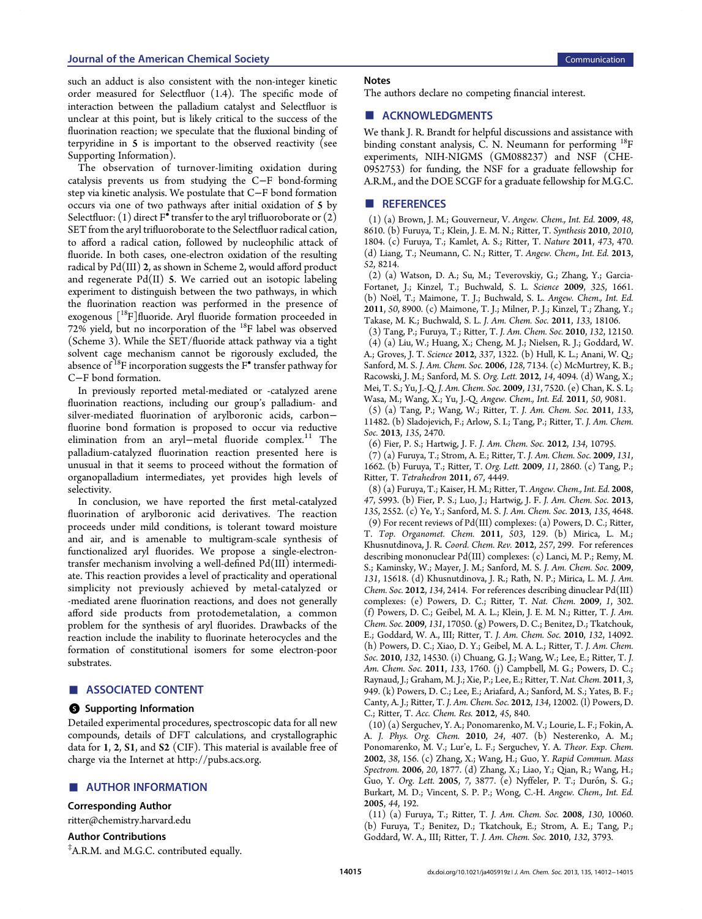such an adduct is also consistent with the non-integer kinetic order measured for Selectfluor (1.4). The specific mode of interaction between the palladium catalyst and Selectfluor is unclear at this point, but is likely critical to the success of the fluorination reaction; we speculate that the fluxional binding of terpyridine in **5** is important to the observed reactivity (see Supporting Information).

The observation of turnover-limiting oxidation during catalysis prevents us from studying the C−F bond-forming step via kinetic analysis. We postulate that C−F bond formation occurs via one of two pathways after initial oxidation of **5** by Selectfluor: (1) direct F• transfer to the aryl trifluoroborate or (2) SET from the aryl trifluoroborate to the Selectfluor radical cation, to afford a radical cation, followed by nucleophilic attack of fluoride. In both cases, one-electron oxidation of the resulting radical by Pd(III) **2**, as shown in Scheme 2, would afford product and regenerate Pd(II) **5**. We carried out an isotopic labeling experiment to distinguish between the two pathways, in which the fluorination reaction was performed in the presence of exogenous [$^{18}$F]fluoride. Aryl fluoride formation proceeded in 72% yield, but no incorporation of the $^{18}$F label was observed (Scheme 3). While the SET/fluoride attack pathway via a tight solvent cage mechanism cannot be rigorously excluded, the absence of $^{18}$F incorporation suggests the F• transfer pathway for C−F bond formation.

In previously reported metal-mediated or -catalyzed arene fluorination reactions, including our group's palladium- and silver-mediated fluorination of arylboronic acids, carbon−fluorine bond formation is proposed to occur via reductive elimination from an aryl−metal fluoride complex.[11] The palladium-catalyzed fluorination reaction presented here is unusual in that it seems to proceed without the formation of organopalladium intermediates, yet provides high levels of selectivity.

In conclusion, we have reported the first metal-catalyzed fluorination of arylboronic acid derivatives. The reaction proceeds under mild conditions, is tolerant toward moisture and air, and is amenable to multigram-scale synthesis of functionalized aryl fluorides. We propose a single-electron-transfer mechanism involving a well-defined Pd(III) intermediate. This reaction provides a level of practicality and operational simplicity not previously achieved by metal-catalyzed or -mediated arene fluorination reactions, and does not generally afford side products from protodemetalation, a common problem for the synthesis of aryl fluorides. Drawbacks of the reaction include the inability to fluorinate heterocycles and the formation of constitutional isomers for some electron-poor substrates.

## ■ ASSOCIATED CONTENT

### Supporting Information

Detailed experimental procedures, spectroscopic data for all new compounds, details of DFT calculations, and crystallographic data for **1**, **2**, **S1**, and **S2** (CIF). This material is available free of charge via the Internet at http://pubs.acs.org.

## ■ AUTHOR INFORMATION

### Corresponding Author

ritter@chemistry.harvard.edu

### Author Contributions

‡A.R.M. and M.G.C. contributed equally.

### Notes

The authors declare no competing financial interest.

## ■ ACKNOWLEDGMENTS

We thank J. R. Brandt for helpful discussions and assistance with binding constant analysis, C. N. Neumann for performing $^{18}$F experiments, NIH-NIGMS (GM088237) and NSF (CHE-0952753) for funding, the NSF for a graduate fellowship for A.R.M., and the DOE SCGF for a graduate fellowship for M.G.C.

## ■ REFERENCES

(1) (a) Brown, J. M.; Gouverneur, V. *Angew. Chem., Int. Ed.* **2009**, *48*, 8610. (b) Furuya, T.; Klein, J. E. M. N.; Ritter, T. *Synthesis* **2010**, *2010*, 1804. (c) Furuya, T.; Kamlet, A. S.; Ritter, T. *Nature* **2011**, *473*, 470. (d) Liang, T.; Neumann, C. N.; Ritter, T. *Angew. Chem., Int. Ed.* **2013**, *52*, 8214.

(2) (a) Watson, D. A.; Su, M.; Teverovskiy, G.; Zhang, Y.; Garcia-Fortanet, J.; Kinzel, T.; Buchwald, S. L. *Science* **2009**, *325*, 1661. (b) Noël, T.; Maimone, T. J.; Buchwald, S. L. *Angew. Chem., Int. Ed.* **2011**, *50*, 8900. (c) Maimone, T. J.; Milner, P. J.; Kinzel, T.; Zhang, Y.; Takase, M. K.; Buchwald, S. L. *J. Am. Chem. Soc.* **2011**, *133*, 18106.

(3) Tang, P.; Furuya, T.; Ritter, T. *J. Am. Chem. Soc.* **2010**, *132*, 12150.

(4) (a) Liu, W.; Huang, X.; Cheng, M. J.; Nielsen, R. J.; Goddard, W. A.; Groves, J. T. *Science* **2012**, *337*, 1322. (b) Hull, K. L.; Anani, W. Q.; Sanford, M. S. *J. Am. Chem. Soc.* **2006**, *128*, 7134. (c) McMurtrey, K. B.; Racowski, J. M.; Sanford, M. S. *Org. Lett.* **2012**, *14*, 4094. (d) Wang, X.; Mei, T. S.; Yu, J.-Q. *J. Am. Chem. Soc.* **2009**, *131*, 7520. (e) Chan, K. S. L.; Wasa, M.; Wang, X.; Yu, J.-Q. *Angew. Chem., Int. Ed.* **2011**, *50*, 9081.

(5) (a) Tang, P.; Wang, W.; Ritter, T. *J. Am. Chem. Soc.* **2011**, *133*, 11482. (b) Sladojevich, F.; Arlow, S. I.; Tang, P.; Ritter, T. *J. Am. Chem. Soc.* **2013**, *135*, 2470.

(6) Fier, P. S.; Hartwig, J. F. *J. Am. Chem. Soc.* **2012**, *134*, 10795.

(7) (a) Furuya, T.; Strom, A. E.; Ritter, T. *J. Am. Chem. Soc.* **2009**, *131*, 1662. (b) Furuya, T.; Ritter, T. *Org. Lett.* **2009**, *11*, 2860. (c) Tang, P.; Ritter, T. *Tetrahedron* **2011**, *67*, 4449.

(8) (a) Furuya, T.; Kaiser, H. M.; Ritter, T. *Angew. Chem., Int. Ed.* **2008**, *47*, 5993. (b) Fier, P. S.; Luo, J.; Hartwig, J. F. *J. Am. Chem. Soc.* **2013**, *135*, 2552. (c) Ye, Y.; Sanford, M. S. *J. Am. Chem. Soc.* **2013**, *135*, 4648.

(9) For recent reviews of Pd(III) complexes: (a) Powers, D. C.; Ritter, T. *Top. Organomet. Chem.* **2011**, *503*, 129. (b) Mirica, L. M.; Khusnutdinova, J. R. *Coord. Chem. Rev.* **2012**, *257*, 299. For references describing mononuclear Pd(III) complexes: (c) Lanci, M. P.; Remy, M. S.; Kaminsky, W.; Mayer, J. M.; Sanford, M. S. *J. Am. Chem. Soc.* **2009**, *131*, 15618. (d) Khusnutdinova, J. R.; Rath, N. P.; Mirica, L. M. *J. Am. Chem. Soc.* **2012**, *134*, 2414. For references describing dinuclear Pd(III) complexes: (e) Powers, D. C.; Ritter, T. *Nat. Chem.* **2009**, *1*, 302. (f) Powers, D. C.; Geibel, M. A. L.; Klein, J. E. M. N.; Ritter, T. *J. Am. Chem. Soc.* **2009**, *131*, 17050. (g) Powers, D. C.; Benitez, D.; Tkatchouk, E.; Goddard, W. A., III; Ritter, T. *J. Am. Chem. Soc.* **2010**, *132*, 14092. (h) Powers, D. C.; Xiao, D. Y.; Geibel, M. A. L.; Ritter, T. *J. Am. Chem. Soc.* **2010**, *132*, 14530. (i) Chuang, G. J.; Wang, W.; Lee, E.; Ritter, T. *J. Am. Chem. Soc.* **2011**, *133*, 1760. (j) Campbell, M. G.; Powers, D. C.; Raynaud, J.; Graham, M. J.; Xie, P.; Lee, E.; Ritter, T. *Nat. Chem.* **2011**, *3*, 949. (k) Powers, D. C.; Lee, E.; Ariafard, A.; Sanford, M. S.; Yates, B. F.; Canty, A. J.; Ritter, T. *J. Am. Chem. Soc.* **2012**, *134*, 12002. (l) Powers, D. C.; Ritter, T. *Acc. Chem. Res.* **2012**, *45*, 840.

(10) (a) Serguchev, Y. A.; Ponomarenko, M. V.; Lourie, L. F.; Fokin, A. A. *J. Phys. Org. Chem.* **2010**, *24*, 407. (b) Nesterenko, A. M.; Ponomarenko, M. V.; Lur'e, L. F.; Serguchev, Y. A. *Theor. Exp. Chem.* **2002**, *38*, 156. (c) Zhang, X.; Wang, H.; Guo, Y. *Rapid Commun. Mass Spectrom.* **2006**, *20*, 1877. (d) Zhang, X.; Liao, Y.; Qian, R.; Wang, H.; Guo, Y. *Org. Lett.* **2005**, *7*, 3877. (e) Nyffeler, P. T.; Durón, S. G.; Burkart, M. D.; Vincent, S. P. P.; Wong, C.-H. *Angew. Chem., Int. Ed.* **2005**, *44*, 192.

(11) (a) Furuya, T.; Ritter, T. *J. Am. Chem. Soc.* **2008**, *130*, 10060. (b) Furuya, T.; Benitez, D.; Tkatchouk, E.; Strom, A. E.; Tang, P.; Goddard, W. A., III; Ritter, T. *J. Am. Chem. Soc.* **2010**, *132*, 3793.